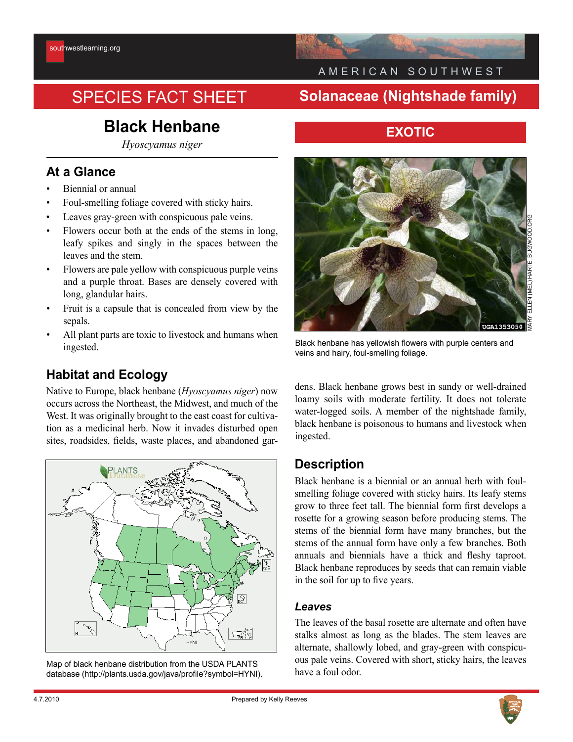southwestlearning.org

AMERICAN SOUTHWEST

SPECIES FACT SHEET

Solanaceae (Nightshade family)

# Black Henbane

*Hyoscyamus niger*

**EXOTIC**

## At a Glance

- Biennial or annual
- Foul-smelling foliage covered with sticky hairs.
- Leaves gray-green with conspicuous pale veins.
- Flowers occur both at the ends of the stems in long, leafy spikes and singly in the spaces between the leaves and the stem.
- Flowers are pale yellow with conspicuous purple veins and a purple throat. Bases are densely covered with long, glandular hairs.
- Fruit is a capsule that is concealed from view by the sepals.
- All plant parts are toxic to livestock and humans when ingested.

MARY ELLEN (MEL) HARTE, BUGWOOD.ORG

Black henbane has yellowish flowers with purple centers and veins and hairy, foul-smelling foliage.

## Habitat and Ecology

Native to Europe, black henbane (*Hyoscyamus niger*) now occurs across the Northeast, the Midwest, and much of the West. It was originally brought to the east coast for cultivation as a medicinal herb. Now it invades disturbed open sites, roadsides, fields, waste places, and abandoned gardens. Black henbane grows best in sandy or well-drained loamy soils with moderate fertility. It does not tolerate water-logged soils. A member of the nightshade family, black henbane is poisonous to humans and livestock when ingested.

Map of black henbane distribution from the USDA PLANTS database (http://plants.usda.gov/java/profile?symbol=HYNI).

## Description

Black henbane is a biennial or an annual herb with foul-smelling foliage covered with sticky hairs. Its leafy stems grow to three feet tall. The biennial form first develops a rosette for a growing season before producing stems. The stems of the biennial form have many branches, but the stems of the annual form have only a few branches. Both annuals and biennials have a thick and fleshy taproot. Black henbane reproduces by seeds that can remain viable in the soil for up to five years.

### *Leaves*

The leaves of the basal rosette are alternate and often have stalks almost as long as the blades. The stem leaves are alternate, shallowly lobed, and gray-green with conspicuous pale veins. Covered with short, sticky hairs, the leaves have a foul odor.

4.7.2010

Prepared by Kelly Reeves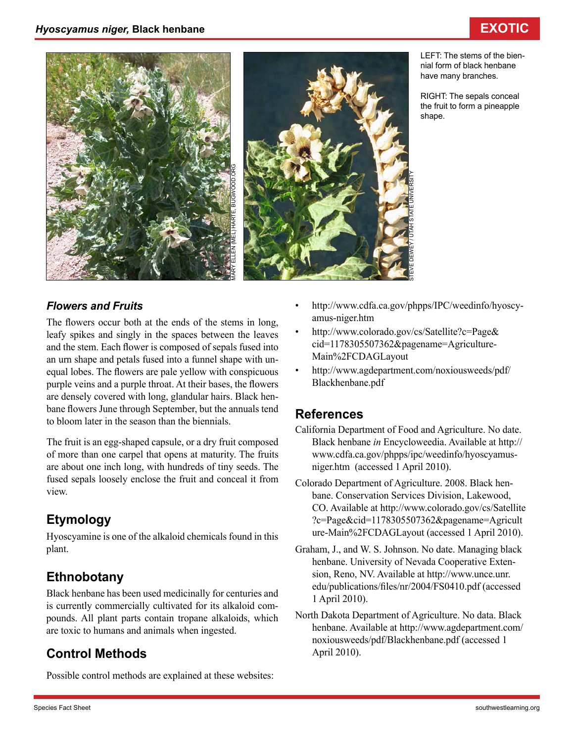LEFT: The stems of the biennial form of black henbane have many branches.

RIGHT: The sepals conceal the fruit to form a pineapple shape.

MARY ELLEN (MEL) HARTE, BUGWOOD.ORG

STEVE DEWEY / UTAH STATE UNIVERSITY

### *Flowers and Fruits*

The flowers occur both at the ends of the stems in long, leafy spikes and singly in the spaces between the leaves and the stem. Each flower is composed of sepals fused into an urn shape and petals fused into a funnel shape with unequal lobes. The flowers are pale yellow with conspicuous purple veins and a purple throat. At their bases, the flowers are densely covered with long, glandular hairs. Black henbane flowers June through September, but the annuals tend to bloom later in the season than the biennials.

The fruit is an egg-shaped capsule, or a dry fruit composed of more than one carpel that opens at maturity. The fruits are about one inch long, with hundreds of tiny seeds. The fused sepals loosely enclose the fruit and conceal it from view.

## Etymology

Hyoscyamine is one of the alkaloid chemicals found in this plant.

## Ethnobotany

Black henbane has been used medicinally for centuries and is currently commercially cultivated for its alkaloid compounds. All plant parts contain tropane alkaloids, which are toxic to humans and animals when ingested.

## Control Methods

Possible control methods are explained at these websites:

- http://www.cdfa.ca.gov/phpps/IPC/weedinfo/hyoscyamus-niger.htm
- http://www.colorado.gov/cs/Satellite?c=Page&cid=1178305507362&pagename=Agriculture-Main%2FCDAGLayout
- http://www.agdepartment.com/noxiousweeds/pdf/Blackhenbane.pdf

## References

California Department of Food and Agriculture. No date. Black henbane *in* Encycloweedia. Available at http://www.cdfa.ca.gov/phpps/ipc/weedinfo/hyoscyamus-niger.htm (accessed 1 April 2010).

Colorado Department of Agriculture. 2008. Black henbane. Conservation Services Division, Lakewood, CO. Available at http://www.colorado.gov/cs/Satellite?c=Page&cid=1178305507362&pagename=Agriculture-Main%2FCDAGLayout (accessed 1 April 2010).

Graham, J., and W. S. Johnson. No date. Managing black henbane. University of Nevada Cooperative Extension, Reno, NV. Available at http://www.unce.unr.edu/publications/files/nr/2004/FS0410.pdf (accessed 1 April 2010).

North Dakota Department of Agriculture. No data. Black henbane. Available at http://www.agdepartment.com/noxiousweeds/pdf/Blackhenbane.pdf (accessed 1 April 2010).